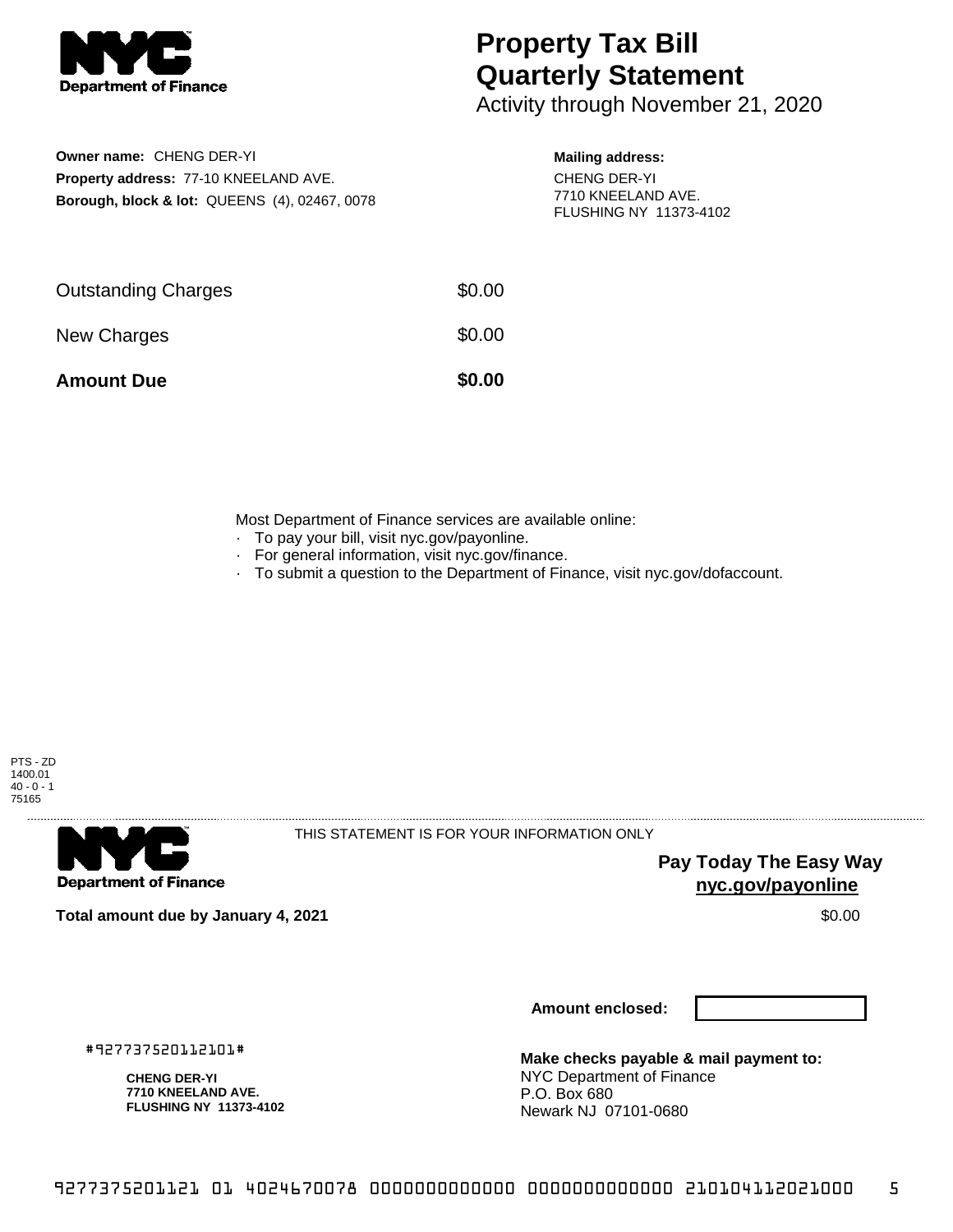NYC Department of Finance

# Property Tax Bill Quarterly Statement

Activity through November 21, 2020

**Owner name:** CHENG DER-YI
**Property address:** 77-10 KNEELAND AVE.
**Borough, block & lot:** QUEENS (4), 02467, 0078

**Mailing address:**
CHENG DER-YI
7710 KNEELAND AVE.
FLUSHING NY 11373-4102

| | |
|---|---|
| Outstanding Charges | $0.00 |
| New Charges | $0.00 |
| **Amount Due** | **$0.00** |

Most Department of Finance services are available online:

- To pay your bill, visit nyc.gov/payonline.
- For general information, visit nyc.gov/finance.
- To submit a question to the Department of Finance, visit nyc.gov/dofaccount.

PTS - ZD
1400.01
40 - 0 - 1
75165

---

NYC Department of Finance

THIS STATEMENT IS FOR YOUR INFORMATION ONLY

**Pay Today The Easy Way**
**nyc.gov/payonline**

**Total amount due by January 4, 2021** $0.00

**Amount enclosed:**

#927737520112101#

**CHENG DER-YI**
**7710 KNEELAND AVE.**
**FLUSHING NY 11373-4102**

**Make checks payable & mail payment to:**
NYC Department of Finance
P.O. Box 680
Newark NJ 07101-0680

9277375201121 01 4024670078 0000000000000 0000000000000 210104112021000 5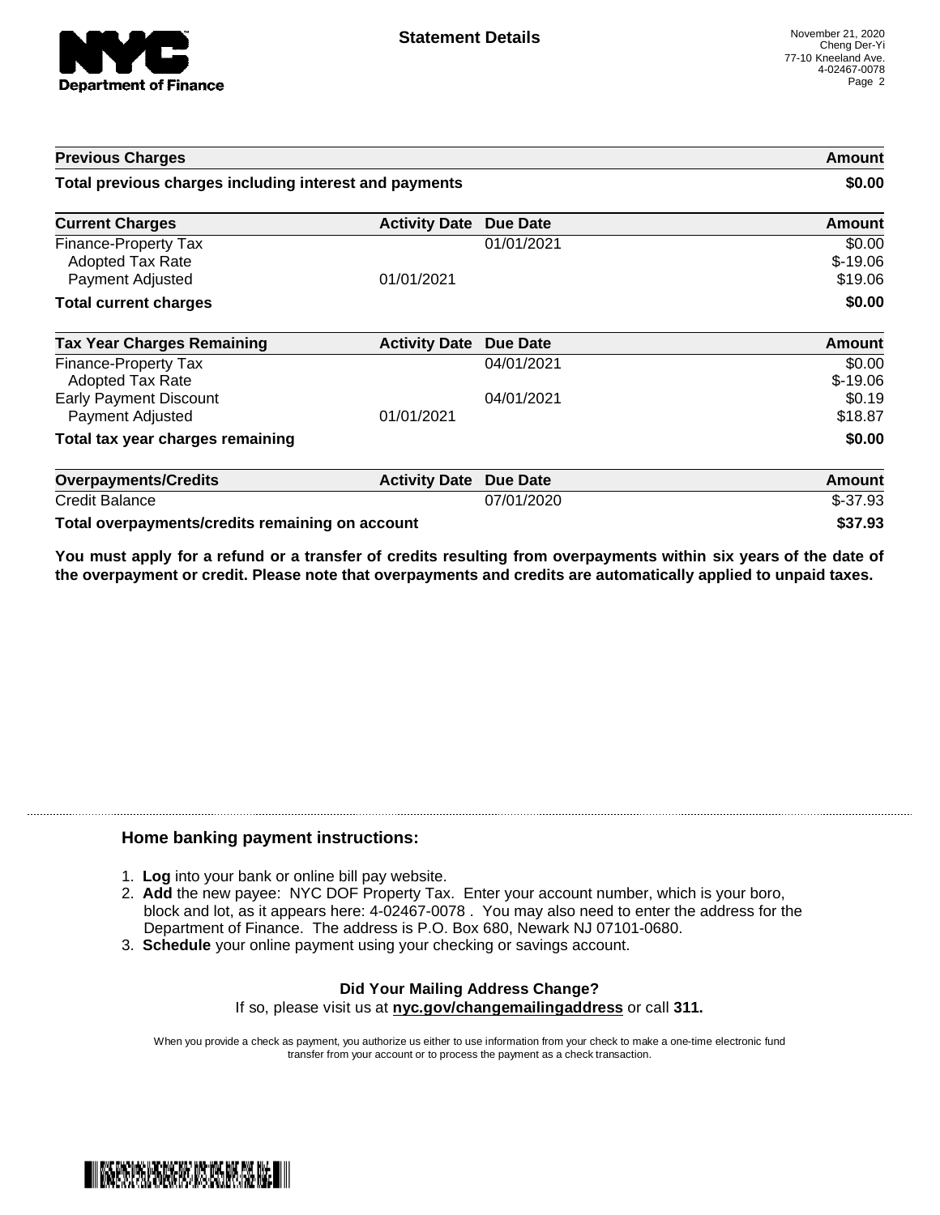# Statement Details

November 21, 2020
Cheng Der-Yi
77-10 Kneeland Ave.
4-02467-0078

| Previous Charges | | | Amount |
|---|---|---|---|
| **Total previous charges including interest and payments** | | | **$0.00** |

| Current Charges | Activity Date | Due Date | Amount |
|---|---|---|---|
| Finance-Property Tax | | 01/01/2021 | $0.00 |
| Adopted Tax Rate | | | $-19.06 |
| Payment Adjusted | 01/01/2021 | | $19.06 |
| **Total current charges** | | | **$0.00** |

| Tax Year Charges Remaining | Activity Date | Due Date | Amount |
|---|---|---|---|
| Finance-Property Tax | | 04/01/2021 | $0.00 |
| Adopted Tax Rate | | | $-19.06 |
| Early Payment Discount | | 04/01/2021 | $0.19 |
| Payment Adjusted | 01/01/2021 | | $18.87 |
| **Total tax year charges remaining** | | | **$0.00** |

| Overpayments/Credits | Activity Date | Due Date | Amount |
|---|---|---|---|
| Credit Balance | | 07/01/2020 | $-37.93 |
| **Total overpayments/credits remaining on account** | | | **$37.93** |

**You must apply for a refund or a transfer of credits resulting from overpayments within six years of the date of the overpayment or credit. Please note that overpayments and credits are automatically applied to unpaid taxes.**

## Home banking payment instructions:

1. **Log** into your bank or online bill pay website.
2. **Add** the new payee: NYC DOF Property Tax. Enter your account number, which is your boro, block and lot, as it appears here: 4-02467-0078 . You may also need to enter the address for the Department of Finance. The address is P.O. Box 680, Newark NJ 07101-0680.
3. **Schedule** your online payment using your checking or savings account.

**Did Your Mailing Address Change?**
If so, please visit us at **nyc.gov/changemailingaddress** or call **311.**

When you provide a check as payment, you authorize us either to use information from your check to make a one-time electronic fund transfer from your account or to process the payment as a check transaction.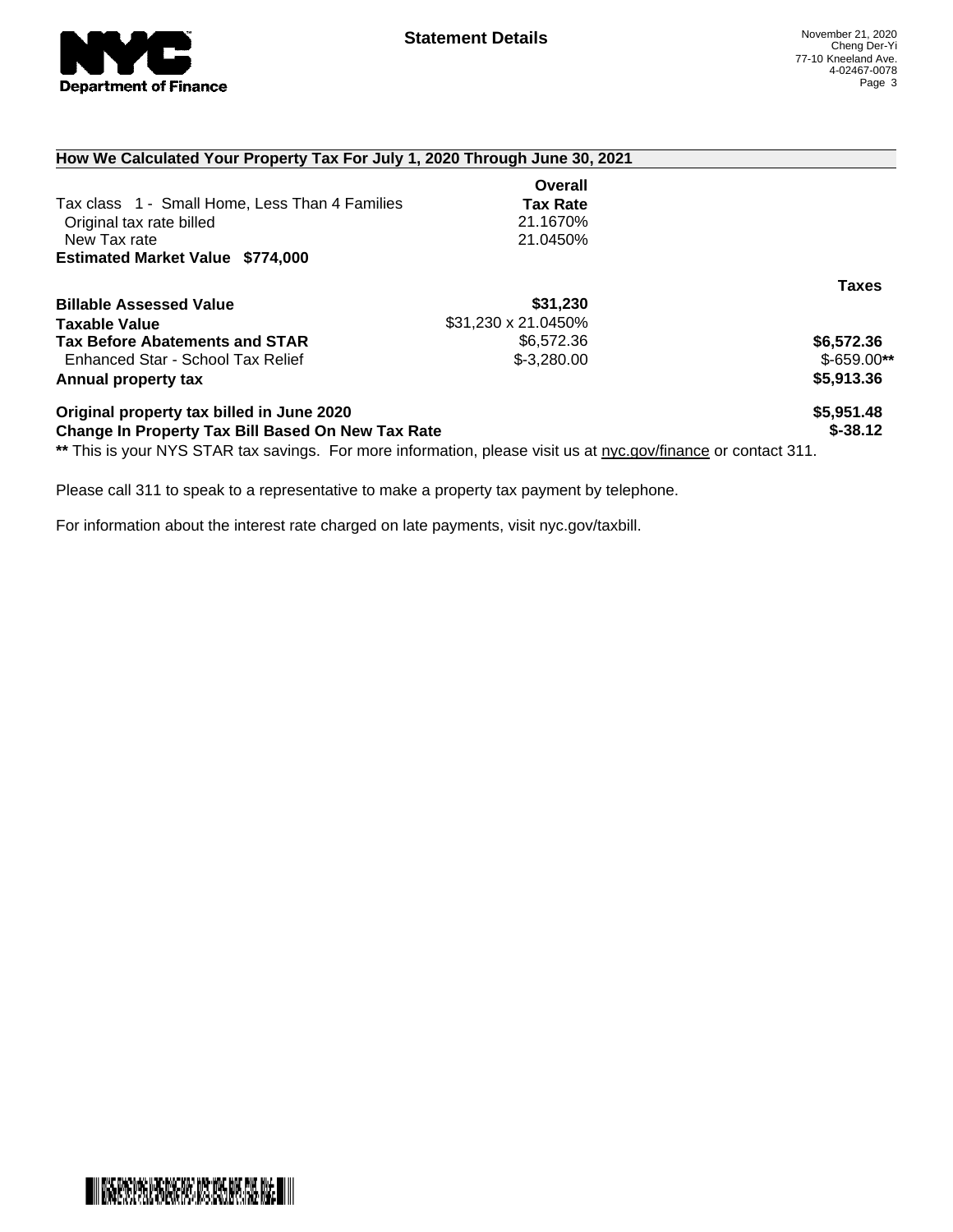## Statement Details

November 21, 2020
Cheng Der-Yi
77-10 Kneeland Ave.
4-02467-0078

### How We Calculated Your Property Tax For July 1, 2020 Through June 30, 2021

| | Overall Tax Rate | Taxes |
|---|---|---|
| Tax class 1 - Small Home, Less Than 4 Families | | |
| Original tax rate billed | 21.1670% | |
| New Tax rate | 21.0450% | |
| **Estimated Market Value $774,000** | | |
| **Billable Assessed Value** | **$31,230** | |
| **Taxable Value** | $31,230 x 21.0450% | |
| **Tax Before Abatements and STAR** | $6,572.36 | **$6,572.36** |
| Enhanced Star - School Tax Relief | $-3,280.00 | $-659.00** |
| **Annual property tax** | | **$5,913.36** |
| **Original property tax billed in June 2020** | | **$5,951.48** |
| **Change In Property Tax Bill Based On New Tax Rate** | | **$-38.12** |

** This is your NYS STAR tax savings. For more information, please visit us at nyc.gov/finance or contact 311.

Please call 311 to speak to a representative to make a property tax payment by telephone.

For information about the interest rate charged on late payments, visit nyc.gov/taxbill.